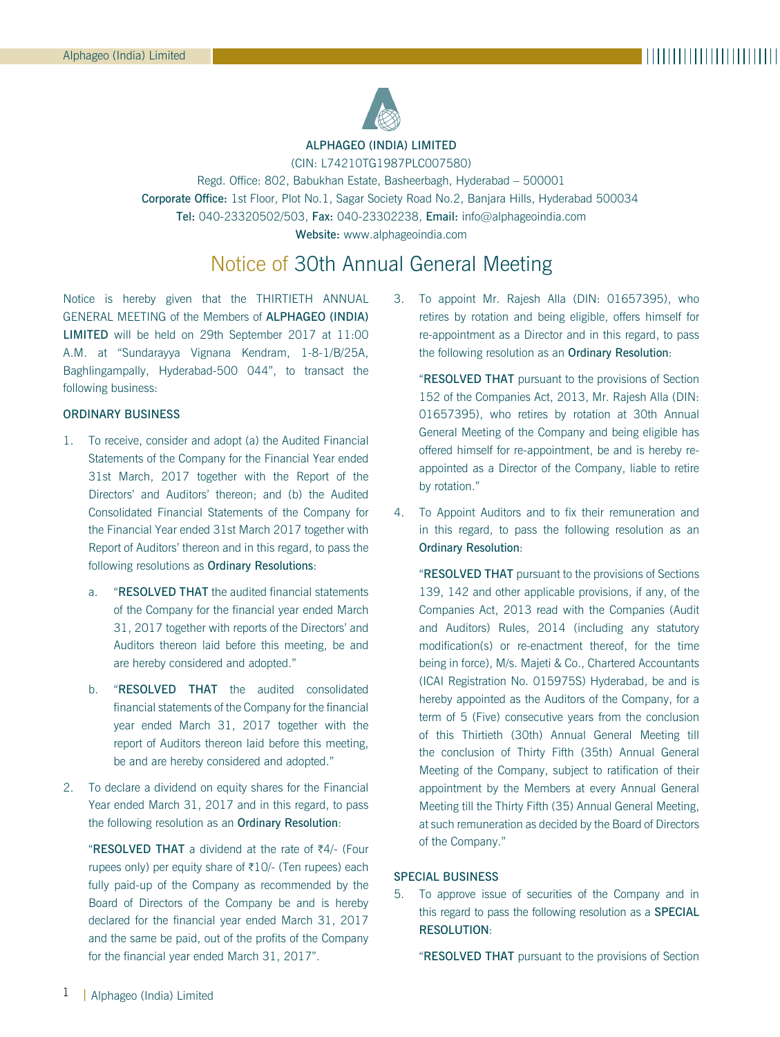# ALPHAGEO (INDIA) LIMITED

(CIN: L74210TG1987PLC007580)

Regd. Office: 802, Babukhan Estate, Basheerbagh, Hyderabad – 500001

**Corporate Office:** 1st Floor, Plot No.1, Sagar Society Road No.2, Banjara Hills, Hyderabad 500034

**Tel:** 040-23320502/503, **Fax:** 040-23302238, **Email:** info@alphageoindia.com

**Website:** www.alphageoindia.com

# Notice of 30th Annual General Meeting

Notice is hereby given that the THIRTIETH ANNUAL GENERAL MEETING of the Members of **ALPHAGEO (INDIA) LIMITED** will be held on 29th September 2017 at 11:00 A.M. at "Sundarayya Vignana Kendram, 1-8-1/B/25A, Baghlingampally, Hyderabad-500 044", to transact the following business:

## ORDINARY BUSINESS

1. To receive, consider and adopt (a) the Audited Financial Statements of the Company for the Financial Year ended 31st March, 2017 together with the Report of the Directors' and Auditors' thereon; and (b) the Audited Consolidated Financial Statements of the Company for the Financial Year ended 31st March 2017 together with Report of Auditors' thereon and in this regard, to pass the following resolutions as **Ordinary Resolutions**:

   a. "**RESOLVED THAT** the audited financial statements of the Company for the financial year ended March 31, 2017 together with reports of the Directors' and Auditors thereon laid before this meeting, be and are hereby considered and adopted."

   b. "**RESOLVED THAT** the audited consolidated financial statements of the Company for the financial year ended March 31, 2017 together with the report of Auditors thereon laid before this meeting, be and are hereby considered and adopted."

2. To declare a dividend on equity shares for the Financial Year ended March 31, 2017 and in this regard, to pass the following resolution as an **Ordinary Resolution**:

   "**RESOLVED THAT** a dividend at the rate of ₹4/- (Four rupees only) per equity share of ₹10/- (Ten rupees) each fully paid-up of the Company as recommended by the Board of Directors of the Company be and is hereby declared for the financial year ended March 31, 2017 and the same be paid, out of the profits of the Company for the financial year ended March 31, 2017".

3. To appoint Mr. Rajesh Alla (DIN: 01657395), who retires by rotation and being eligible, offers himself for re-appointment as a Director and in this regard, to pass the following resolution as an **Ordinary Resolution**:

   "**RESOLVED THAT** pursuant to the provisions of Section 152 of the Companies Act, 2013, Mr. Rajesh Alla (DIN: 01657395), who retires by rotation at 30th Annual General Meeting of the Company and being eligible has offered himself for re-appointment, be and is hereby re-appointed as a Director of the Company, liable to retire by rotation."

4. To Appoint Auditors and to fix their remuneration and in this regard, to pass the following resolution as an **Ordinary Resolution**:

   "**RESOLVED THAT** pursuant to the provisions of Sections 139, 142 and other applicable provisions, if any, of the Companies Act, 2013 read with the Companies (Audit and Auditors) Rules, 2014 (including any statutory modification(s) or re-enactment thereof, for the time being in force), M/s. Majeti & Co., Chartered Accountants (ICAI Registration No. 015975S) Hyderabad, be and is hereby appointed as the Auditors of the Company, for a term of 5 (Five) consecutive years from the conclusion of this Thirtieth (30th) Annual General Meeting till the conclusion of Thirty Fifth (35th) Annual General Meeting of the Company, subject to ratification of their appointment by the Members at every Annual General Meeting till the Thirty Fifth (35) Annual General Meeting, at such remuneration as decided by the Board of Directors of the Company."

## SPECIAL BUSINESS

5. To approve issue of securities of the Company and in this regard to pass the following resolution as a **SPECIAL RESOLUTION**:

   "**RESOLVED THAT** pursuant to the provisions of Section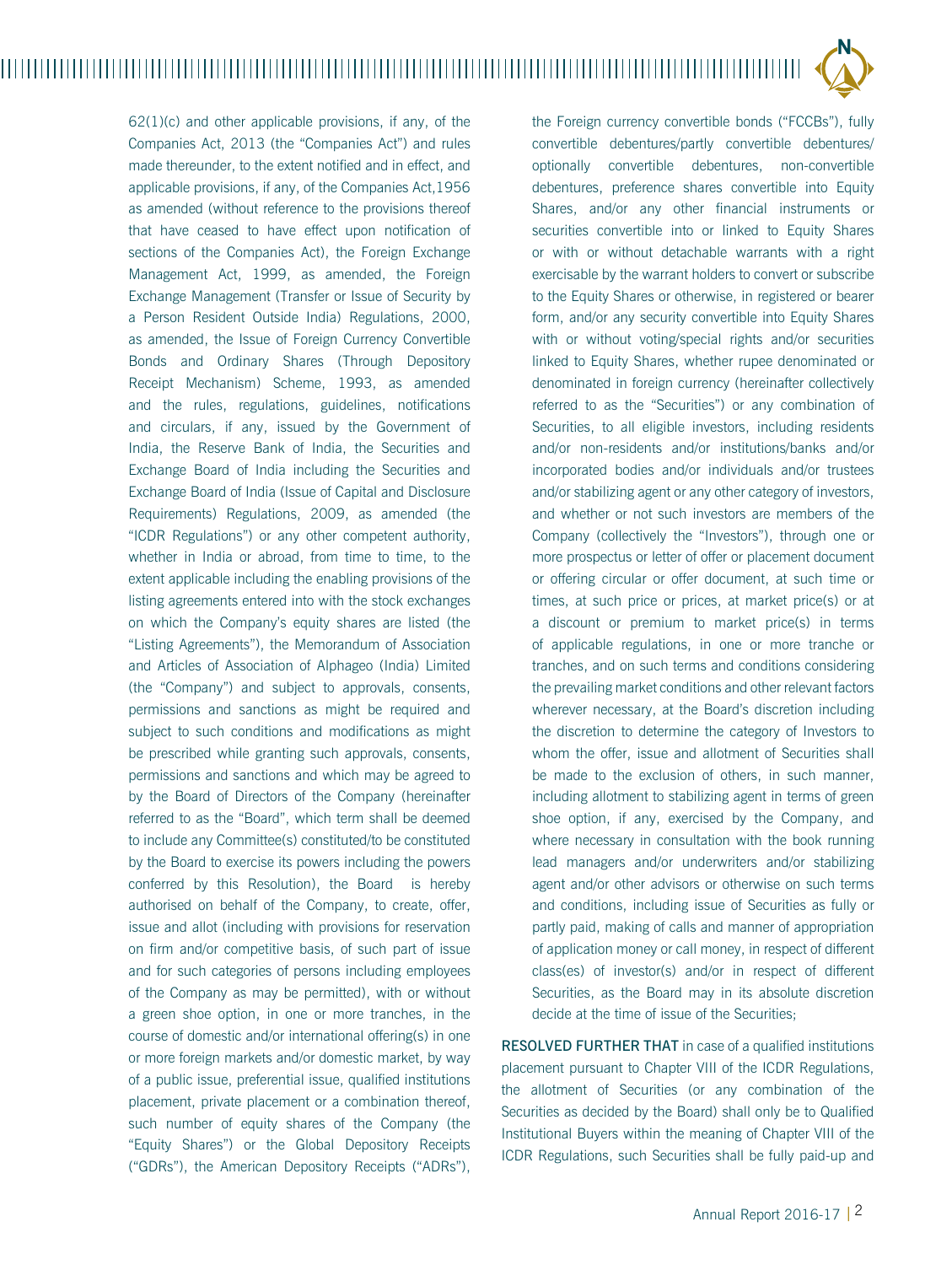62(1)(c) and other applicable provisions, if any, of the Companies Act, 2013 (the "Companies Act") and rules made thereunder, to the extent notified and in effect, and applicable provisions, if any, of the Companies Act,1956 as amended (without reference to the provisions thereof that have ceased to have effect upon notification of sections of the Companies Act), the Foreign Exchange Management Act, 1999, as amended, the Foreign Exchange Management (Transfer or Issue of Security by a Person Resident Outside India) Regulations, 2000, as amended, the Issue of Foreign Currency Convertible Bonds and Ordinary Shares (Through Depository Receipt Mechanism) Scheme, 1993, as amended and the rules, regulations, guidelines, notifications and circulars, if any, issued by the Government of India, the Reserve Bank of India, the Securities and Exchange Board of India including the Securities and Exchange Board of India (Issue of Capital and Disclosure Requirements) Regulations, 2009, as amended (the "ICDR Regulations") or any other competent authority, whether in India or abroad, from time to time, to the extent applicable including the enabling provisions of the listing agreements entered into with the stock exchanges on which the Company's equity shares are listed (the "Listing Agreements"), the Memorandum of Association and Articles of Association of Alphageo (India) Limited (the "Company") and subject to approvals, consents, permissions and sanctions as might be required and subject to such conditions and modifications as might be prescribed while granting such approvals, consents, permissions and sanctions and which may be agreed to by the Board of Directors of the Company (hereinafter referred to as the "Board", which term shall be deemed to include any Committee(s) constituted/to be constituted by the Board to exercise its powers including the powers conferred by this Resolution), the Board is hereby authorised on behalf of the Company, to create, offer, issue and allot (including with provisions for reservation on firm and/or competitive basis, of such part of issue and for such categories of persons including employees of the Company as may be permitted), with or without a green shoe option, in one or more tranches, in the course of domestic and/or international offering(s) in one or more foreign markets and/or domestic market, by way of a public issue, preferential issue, qualified institutions placement, private placement or a combination thereof, such number of equity shares of the Company (the "Equity Shares") or the Global Depository Receipts ("GDRs"), the American Depository Receipts ("ADRs"), the Foreign currency convertible bonds ("FCCBs"), fully convertible debentures/partly convertible debentures/ optionally convertible debentures, non-convertible debentures, preference shares convertible into Equity Shares, and/or any other financial instruments or securities convertible into or linked to Equity Shares or with or without detachable warrants with a right exercisable by the warrant holders to convert or subscribe to the Equity Shares or otherwise, in registered or bearer form, and/or any security convertible into Equity Shares with or without voting/special rights and/or securities linked to Equity Shares, whether rupee denominated or denominated in foreign currency (hereinafter collectively referred to as the "Securities") or any combination of Securities, to all eligible investors, including residents and/or non-residents and/or institutions/banks and/or incorporated bodies and/or individuals and/or trustees and/or stabilizing agent or any other category of investors, and whether or not such investors are members of the Company (collectively the "Investors"), through one or more prospectus or letter of offer or placement document or offering circular or offer document, at such time or times, at such price or prices, at market price(s) or at a discount or premium to market price(s) in terms of applicable regulations, in one or more tranche or tranches, and on such terms and conditions considering the prevailing market conditions and other relevant factors wherever necessary, at the Board's discretion including the discretion to determine the category of Investors to whom the offer, issue and allotment of Securities shall be made to the exclusion of others, in such manner, including allotment to stabilizing agent in terms of green shoe option, if any, exercised by the Company, and where necessary in consultation with the book running lead managers and/or underwriters and/or stabilizing agent and/or other advisors or otherwise on such terms and conditions, including issue of Securities as fully or partly paid, making of calls and manner of appropriation of application money or call money, in respect of different class(es) of investor(s) and/or in respect of different Securities, as the Board may in its absolute discretion decide at the time of issue of the Securities;

**RESOLVED FURTHER THAT** in case of a qualified institutions placement pursuant to Chapter VIII of the ICDR Regulations, the allotment of Securities (or any combination of the Securities as decided by the Board) shall only be to Qualified Institutional Buyers within the meaning of Chapter VIII of the ICDR Regulations, such Securities shall be fully paid-up and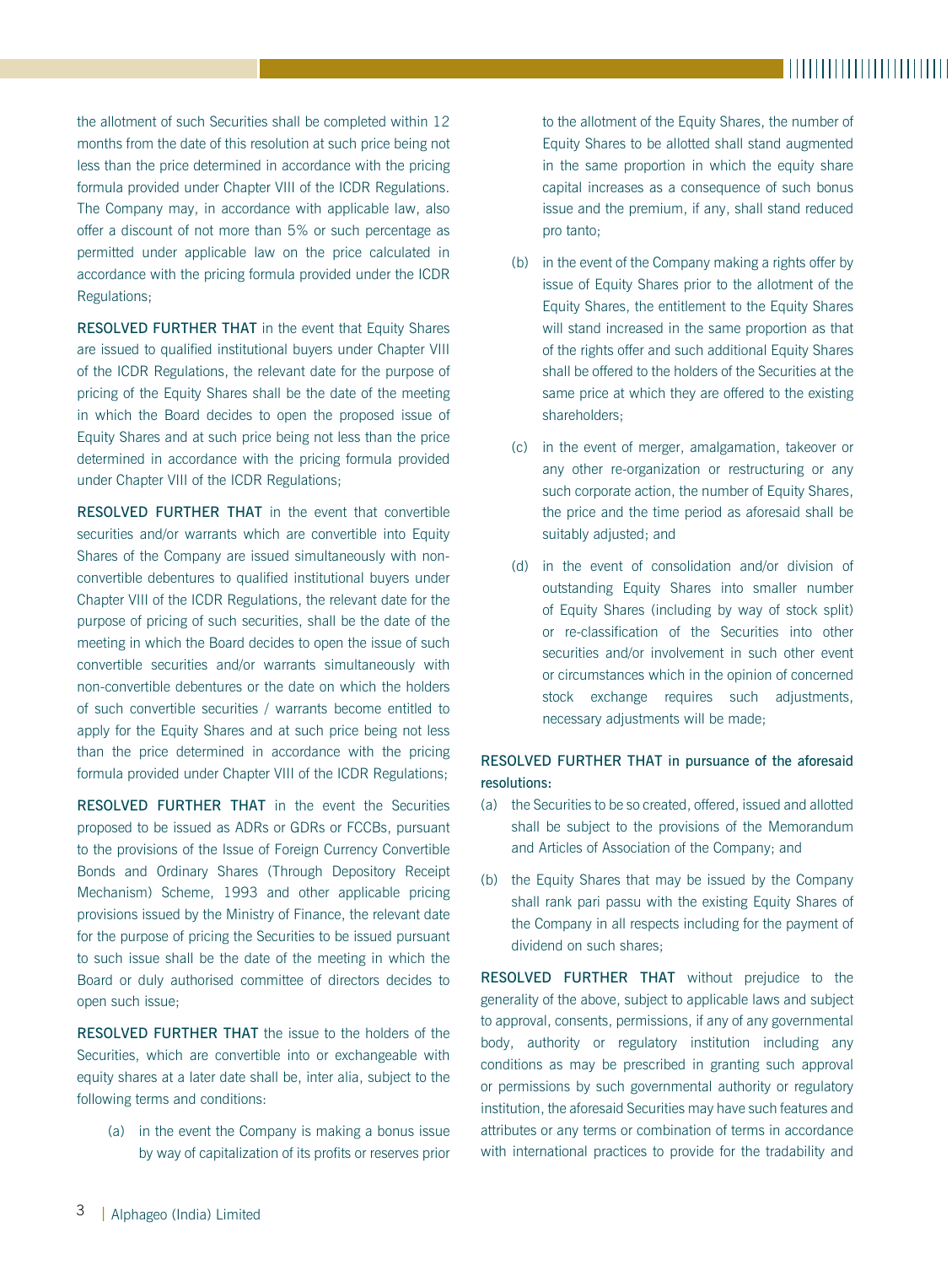the allotment of such Securities shall be completed within 12 months from the date of this resolution at such price being not less than the price determined in accordance with the pricing formula provided under Chapter VIII of the ICDR Regulations. The Company may, in accordance with applicable law, also offer a discount of not more than 5% or such percentage as permitted under applicable law on the price calculated in accordance with the pricing formula provided under the ICDR Regulations;

**RESOLVED FURTHER THAT** in the event that Equity Shares are issued to qualified institutional buyers under Chapter VIII of the ICDR Regulations, the relevant date for the purpose of pricing of the Equity Shares shall be the date of the meeting in which the Board decides to open the proposed issue of Equity Shares and at such price being not less than the price determined in accordance with the pricing formula provided under Chapter VIII of the ICDR Regulations;

**RESOLVED FURTHER THAT** in the event that convertible securities and/or warrants which are convertible into Equity Shares of the Company are issued simultaneously with non-convertible debentures to qualified institutional buyers under Chapter VIII of the ICDR Regulations, the relevant date for the purpose of pricing of such securities, shall be the date of the meeting in which the Board decides to open the issue of such convertible securities and/or warrants simultaneously with non-convertible debentures or the date on which the holders of such convertible securities / warrants become entitled to apply for the Equity Shares and at such price being not less than the price determined in accordance with the pricing formula provided under Chapter VIII of the ICDR Regulations;

**RESOLVED FURTHER THAT** in the event the Securities proposed to be issued as ADRs or GDRs or FCCBs, pursuant to the provisions of the Issue of Foreign Currency Convertible Bonds and Ordinary Shares (Through Depository Receipt Mechanism) Scheme, 1993 and other applicable pricing provisions issued by the Ministry of Finance, the relevant date for the purpose of pricing the Securities to be issued pursuant to such issue shall be the date of the meeting in which the Board or duly authorised committee of directors decides to open such issue;

**RESOLVED FURTHER THAT** the issue to the holders of the Securities, which are convertible into or exchangeable with equity shares at a later date shall be, inter alia, subject to the following terms and conditions:

(a) in the event the Company is making a bonus issue by way of capitalization of its profits or reserves prior to the allotment of the Equity Shares, the number of Equity Shares to be allotted shall stand augmented in the same proportion in which the equity share capital increases as a consequence of such bonus issue and the premium, if any, shall stand reduced pro tanto;

(b) in the event of the Company making a rights offer by issue of Equity Shares prior to the allotment of the Equity Shares, the entitlement to the Equity Shares will stand increased in the same proportion as that of the rights offer and such additional Equity Shares shall be offered to the holders of the Securities at the same price at which they are offered to the existing shareholders;

(c) in the event of merger, amalgamation, takeover or any other re-organization or restructuring or any such corporate action, the number of Equity Shares, the price and the time period as aforesaid shall be suitably adjusted; and

(d) in the event of consolidation and/or division of outstanding Equity Shares into smaller number of Equity Shares (including by way of stock split) or re-classification of the Securities into other securities and/or involvement in such other event or circumstances which in the opinion of concerned stock exchange requires such adjustments, necessary adjustments will be made;

**RESOLVED FURTHER THAT in pursuance of the aforesaid resolutions:**

(a) the Securities to be so created, offered, issued and allotted shall be subject to the provisions of the Memorandum and Articles of Association of the Company; and

(b) the Equity Shares that may be issued by the Company shall rank pari passu with the existing Equity Shares of the Company in all respects including for the payment of dividend on such shares;

**RESOLVED FURTHER THAT** without prejudice to the generality of the above, subject to applicable laws and subject to approval, consents, permissions, if any of any governmental body, authority or regulatory institution including any conditions as may be prescribed in granting such approval or permissions by such governmental authority or regulatory institution, the aforesaid Securities may have such features and attributes or any terms or combination of terms in accordance with international practices to provide for the tradability and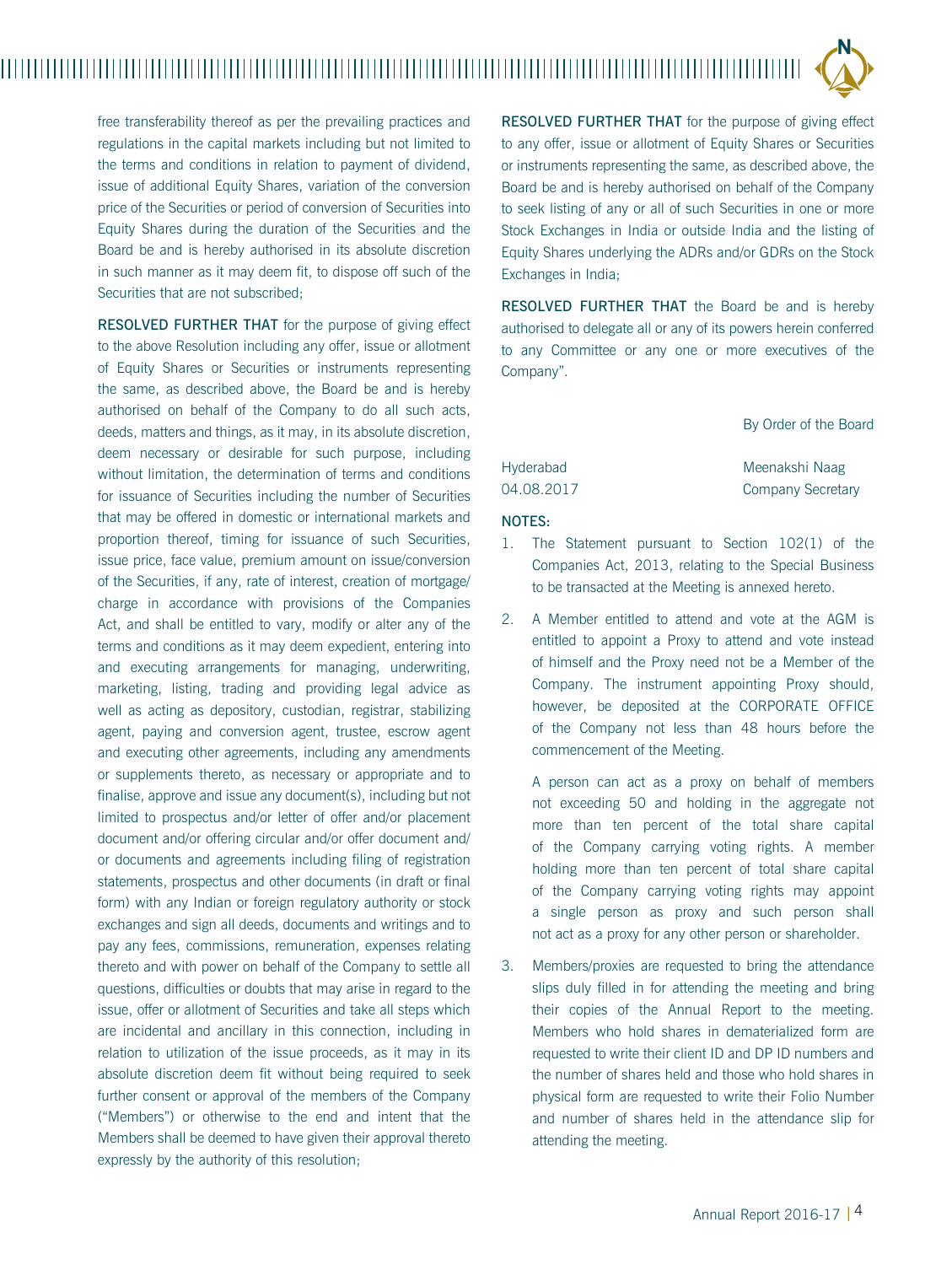free transferability thereof as per the prevailing practices and regulations in the capital markets including but not limited to the terms and conditions in relation to payment of dividend, issue of additional Equity Shares, variation of the conversion price of the Securities or period of conversion of Securities into Equity Shares during the duration of the Securities and the Board be and is hereby authorised in its absolute discretion in such manner as it may deem fit, to dispose off such of the Securities that are not subscribed;

**RESOLVED FURTHER THAT** for the purpose of giving effect to the above Resolution including any offer, issue or allotment of Equity Shares or Securities or instruments representing the same, as described above, the Board be and is hereby authorised on behalf of the Company to do all such acts, deeds, matters and things, as it may, in its absolute discretion, deem necessary or desirable for such purpose, including without limitation, the determination of terms and conditions for issuance of Securities including the number of Securities that may be offered in domestic or international markets and proportion thereof, timing for issuance of such Securities, issue price, face value, premium amount on issue/conversion of the Securities, if any, rate of interest, creation of mortgage/ charge in accordance with provisions of the Companies Act, and shall be entitled to vary, modify or alter any of the terms and conditions as it may deem expedient, entering into and executing arrangements for managing, underwriting, marketing, listing, trading and providing legal advice as well as acting as depository, custodian, registrar, stabilizing agent, paying and conversion agent, trustee, escrow agent and executing other agreements, including any amendments or supplements thereto, as necessary or appropriate and to finalise, approve and issue any document(s), including but not limited to prospectus and/or letter of offer and/or placement document and/or offering circular and/or offer document and/ or documents and agreements including filing of registration statements, prospectus and other documents (in draft or final form) with any Indian or foreign regulatory authority or stock exchanges and sign all deeds, documents and writings and to pay any fees, commissions, remuneration, expenses relating thereto and with power on behalf of the Company to settle all questions, difficulties or doubts that may arise in regard to the issue, offer or allotment of Securities and take all steps which are incidental and ancillary in this connection, including in relation to utilization of the issue proceeds, as it may in its absolute discretion deem fit without being required to seek further consent or approval of the members of the Company ("Members") or otherwise to the end and intent that the Members shall be deemed to have given their approval thereto expressly by the authority of this resolution;

**RESOLVED FURTHER THAT** for the purpose of giving effect to any offer, issue or allotment of Equity Shares or Securities or instruments representing the same, as described above, the Board be and is hereby authorised on behalf of the Company to seek listing of any or all of such Securities in one or more Stock Exchanges in India or outside India and the listing of Equity Shares underlying the ADRs and/or GDRs on the Stock Exchanges in India;

**RESOLVED FURTHER THAT** the Board be and is hereby authorised to delegate all or any of its powers herein conferred to any Committee or any one or more executives of the Company".

By Order of the Board

Hyderabad
04.08.2017

Meenakshi Naag
Company Secretary

**NOTES:**

1. The Statement pursuant to Section 102(1) of the Companies Act, 2013, relating to the Special Business to be transacted at the Meeting is annexed hereto.

2. A Member entitled to attend and vote at the AGM is entitled to appoint a Proxy to attend and vote instead of himself and the Proxy need not be a Member of the Company. The instrument appointing Proxy should, however, be deposited at the CORPORATE OFFICE of the Company not less than 48 hours before the commencement of the Meeting.

   A person can act as a proxy on behalf of members not exceeding 50 and holding in the aggregate not more than ten percent of the total share capital of the Company carrying voting rights. A member holding more than ten percent of total share capital of the Company carrying voting rights may appoint a single person as proxy and such person shall not act as a proxy for any other person or shareholder.

3. Members/proxies are requested to bring the attendance slips duly filled in for attending the meeting and bring their copies of the Annual Report to the meeting. Members who hold shares in dematerialized form are requested to write their client ID and DP ID numbers and the number of shares held and those who hold shares in physical form are requested to write their Folio Number and number of shares held in the attendance slip for attending the meeting.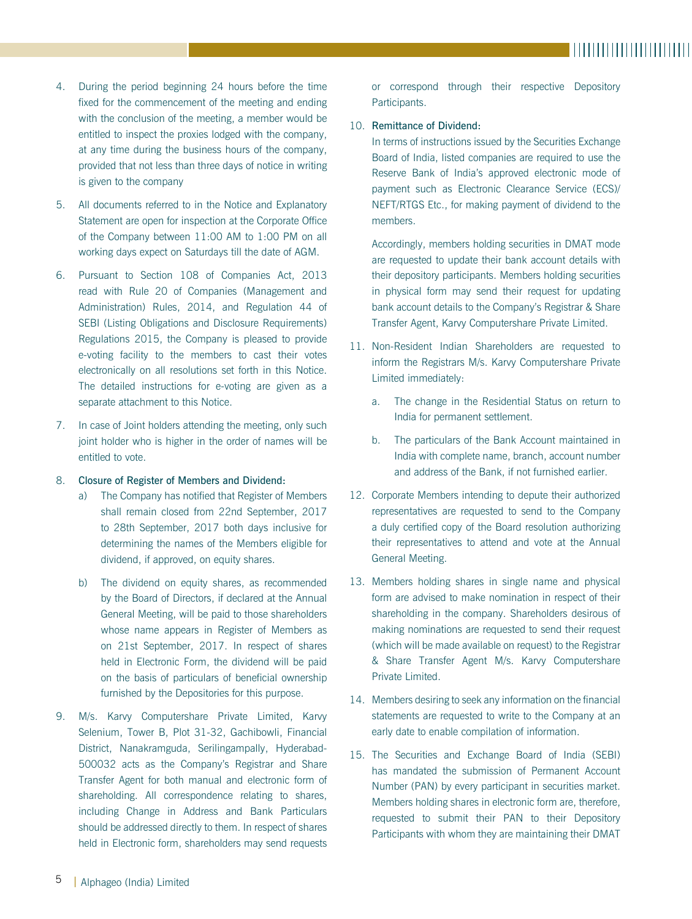4. During the period beginning 24 hours before the time fixed for the commencement of the meeting and ending with the conclusion of the meeting, a member would be entitled to inspect the proxies lodged with the company, at any time during the business hours of the company, provided that not less than three days of notice in writing is given to the company

5. All documents referred to in the Notice and Explanatory Statement are open for inspection at the Corporate Office of the Company between 11:00 AM to 1:00 PM on all working days expect on Saturdays till the date of AGM.

6. Pursuant to Section 108 of Companies Act, 2013 read with Rule 20 of Companies (Management and Administration) Rules, 2014, and Regulation 44 of SEBI (Listing Obligations and Disclosure Requirements) Regulations 2015, the Company is pleased to provide e-voting facility to the members to cast their votes electronically on all resolutions set forth in this Notice. The detailed instructions for e-voting are given as a separate attachment to this Notice.

7. In case of Joint holders attending the meeting, only such joint holder who is higher in the order of names will be entitled to vote.

8. **Closure of Register of Members and Dividend:**
   a) The Company has notified that Register of Members shall remain closed from 22nd September, 2017 to 28th September, 2017 both days inclusive for determining the names of the Members eligible for dividend, if approved, on equity shares.

   b) The dividend on equity shares, as recommended by the Board of Directors, if declared at the Annual General Meeting, will be paid to those shareholders whose name appears in Register of Members as on 21st September, 2017. In respect of shares held in Electronic Form, the dividend will be paid on the basis of particulars of beneficial ownership furnished by the Depositories for this purpose.

9. M/s. Karvy Computershare Private Limited, Karvy Selenium, Tower B, Plot 31-32, Gachibowli, Financial District, Nanakramguda, Serilingampally, Hyderabad-500032 acts as the Company's Registrar and Share Transfer Agent for both manual and electronic form of shareholding. All correspondence relating to shares, including Change in Address and Bank Particulars should be addressed directly to them. In respect of shares held in Electronic form, shareholders may send requests or correspond through their respective Depository Participants.

10. **Remittance of Dividend:**

    In terms of instructions issued by the Securities Exchange Board of India, listed companies are required to use the Reserve Bank of India's approved electronic mode of payment such as Electronic Clearance Service (ECS)/ NEFT/RTGS Etc., for making payment of dividend to the members.

    Accordingly, members holding securities in DMAT mode are requested to update their bank account details with their depository participants. Members holding securities in physical form may send their request for updating bank account details to the Company's Registrar & Share Transfer Agent, Karvy Computershare Private Limited.

11. Non-Resident Indian Shareholders are requested to inform the Registrars M/s. Karvy Computershare Private Limited immediately:

    a. The change in the Residential Status on return to India for permanent settlement.

    b. The particulars of the Bank Account maintained in India with complete name, branch, account number and address of the Bank, if not furnished earlier.

12. Corporate Members intending to depute their authorized representatives are requested to send to the Company a duly certified copy of the Board resolution authorizing their representatives to attend and vote at the Annual General Meeting.

13. Members holding shares in single name and physical form are advised to make nomination in respect of their shareholding in the company. Shareholders desirous of making nominations are requested to send their request (which will be made available on request) to the Registrar & Share Transfer Agent M/s. Karvy Computershare Private Limited.

14. Members desiring to seek any information on the financial statements are requested to write to the Company at an early date to enable compilation of information.

15. The Securities and Exchange Board of India (SEBI) has mandated the submission of Permanent Account Number (PAN) by every participant in securities market. Members holding shares in electronic form are, therefore, requested to submit their PAN to their Depository Participants with whom they are maintaining their DMAT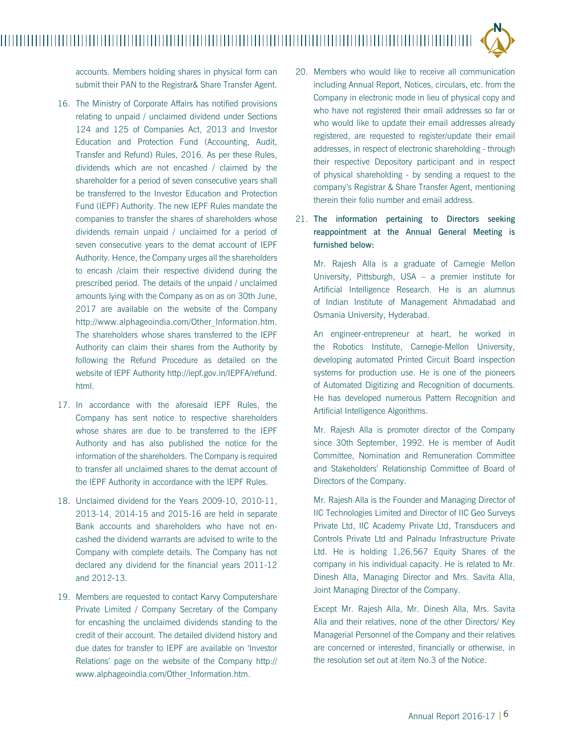accounts. Members holding shares in physical form can submit their PAN to the Registrar& Share Transfer Agent.

16. The Ministry of Corporate Affairs has notified provisions relating to unpaid / unclaimed dividend under Sections 124 and 125 of Companies Act, 2013 and Investor Education and Protection Fund (Accounting, Audit, Transfer and Refund) Rules, 2016. As per these Rules, dividends which are not encashed / claimed by the shareholder for a period of seven consecutive years shall be transferred to the Investor Education and Protection Fund (IEPF) Authority. The new IEPF Rules mandate the companies to transfer the shares of shareholders whose dividends remain unpaid / unclaimed for a period of seven consecutive years to the demat account of IEPF Authority. Hence, the Company urges all the shareholders to encash /claim their respective dividend during the prescribed period. The details of the unpaid / unclaimed amounts lying with the Company as on as on 30th June, 2017 are available on the website of the Company http://www.alphageoindia.com/Other_Information.htm. The shareholders whose shares transferred to the IEPF Authority can claim their shares from the Authority by following the Refund Procedure as detailed on the website of IEPF Authority http://iepf.gov.in/IEPFA/refund.html.

17. In accordance with the aforesaid IEPF Rules, the Company has sent notice to respective shareholders whose shares are due to be transferred to the IEPF Authority and has also published the notice for the information of the shareholders. The Company is required to transfer all unclaimed shares to the demat account of the IEPF Authority in accordance with the IEPF Rules.

18. Unclaimed dividend for the Years 2009-10, 2010-11, 2013-14, 2014-15 and 2015-16 are held in separate Bank accounts and shareholders who have not encashed the dividend warrants are advised to write to the Company with complete details. The Company has not declared any dividend for the financial years 2011-12 and 2012-13.

19. Members are requested to contact Karvy Computershare Private Limited / Company Secretary of the Company for encashing the unclaimed dividends standing to the credit of their account. The detailed dividend history and due dates for transfer to IEPF are available on 'Investor Relations' page on the website of the Company http://www.alphageoindia.com/Other_Information.htm.

20. Members who would like to receive all communication including Annual Report, Notices, circulars, etc. from the Company in electronic mode in lieu of physical copy and who have not registered their email addresses so far or who would like to update their email addresses already registered, are requested to register/update their email addresses, in respect of electronic shareholding - through their respective Depository participant and in respect of physical shareholding - by sending a request to the company's Registrar & Share Transfer Agent, mentioning therein their folio number and email address.

21. **The information pertaining to Directors seeking reappointment at the Annual General Meeting is furnished below:**

    Mr. Rajesh Alla is a graduate of Carnegie Mellon University, Pittsburgh, USA – a premier institute for Artificial Intelligence Research. He is an alumnus of Indian Institute of Management Ahmadabad and Osmania University, Hyderabad.

    An engineer-entrepreneur at heart, he worked in the Robotics Institute, Carnegie-Mellon University, developing automated Printed Circuit Board inspection systems for production use. He is one of the pioneers of Automated Digitizing and Recognition of documents. He has developed numerous Pattern Recognition and Artificial Intelligence Algorithms.

    Mr. Rajesh Alla is promoter director of the Company since 30th September, 1992. He is member of Audit Committee, Nomination and Remuneration Committee and Stakeholders' Relationship Committee of Board of Directors of the Company.

    Mr. Rajesh Alla is the Founder and Managing Director of IIC Technologies Limited and Director of IIC Geo Surveys Private Ltd, IIC Academy Private Ltd, Transducers and Controls Private Ltd and Palnadu Infrastructure Private Ltd. He is holding 1,26,567 Equity Shares of the company in his individual capacity. He is related to Mr. Dinesh Alla, Managing Director and Mrs. Savita Alla, Joint Managing Director of the Company.

    Except Mr. Rajesh Alla, Mr. Dinesh Alla, Mrs. Savita Alla and their relatives, none of the other Directors/ Key Managerial Personnel of the Company and their relatives are concerned or interested, financially or otherwise, in the resolution set out at item No.3 of the Notice.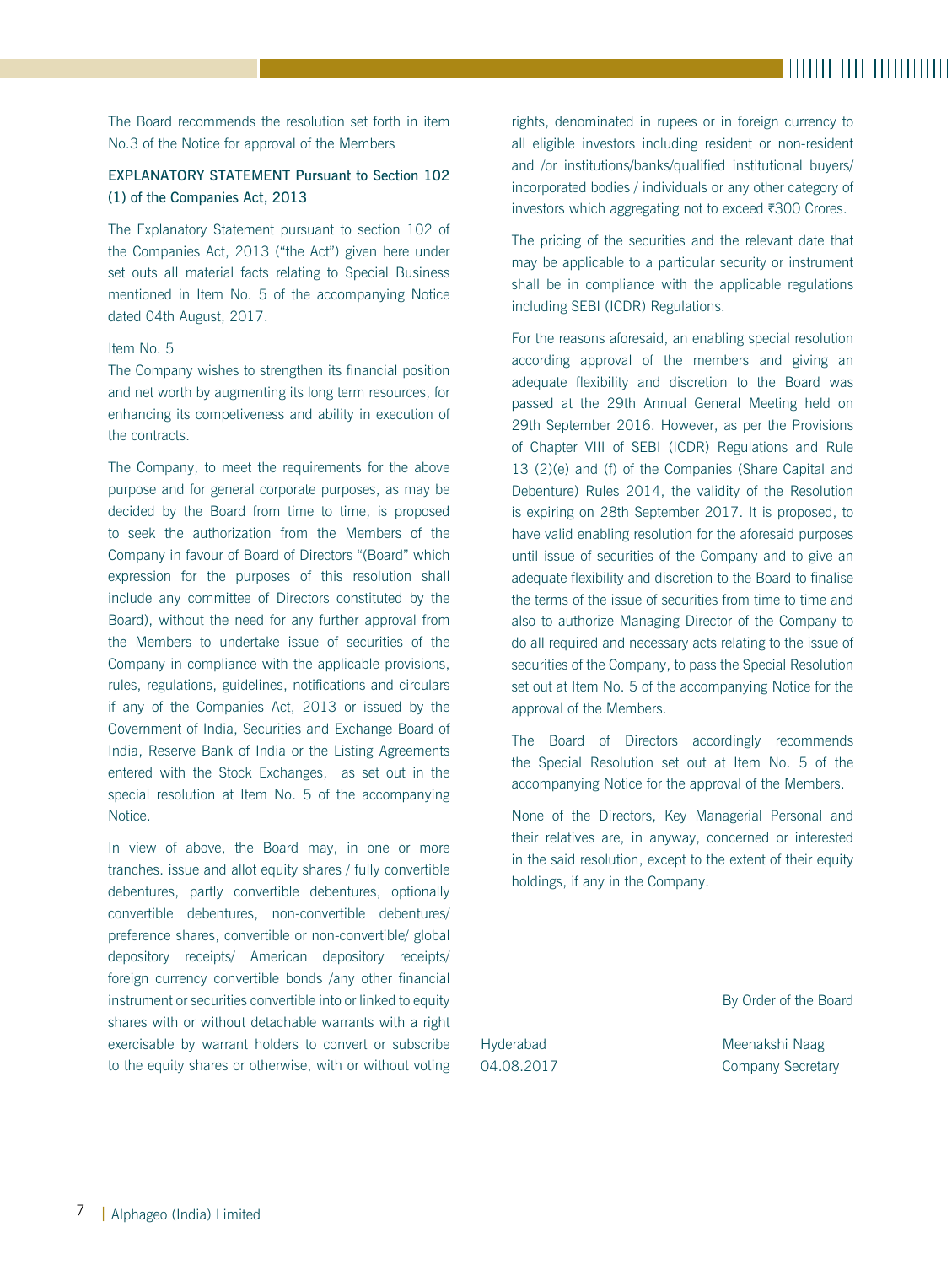The Board recommends the resolution set forth in item No.3 of the Notice for approval of the Members

**EXPLANATORY STATEMENT Pursuant to Section 102 (1) of the Companies Act, 2013**

The Explanatory Statement pursuant to section 102 of the Companies Act, 2013 ("the Act") given here under set outs all material facts relating to Special Business mentioned in Item No. 5 of the accompanying Notice dated 04th August, 2017.

Item No. 5

The Company wishes to strengthen its financial position and net worth by augmenting its long term resources, for enhancing its competiveness and ability in execution of the contracts.

The Company, to meet the requirements for the above purpose and for general corporate purposes, as may be decided by the Board from time to time, is proposed to seek the authorization from the Members of the Company in favour of Board of Directors "(Board" which expression for the purposes of this resolution shall include any committee of Directors constituted by the Board), without the need for any further approval from the Members to undertake issue of securities of the Company in compliance with the applicable provisions, rules, regulations, guidelines, notifications and circulars if any of the Companies Act, 2013 or issued by the Government of India, Securities and Exchange Board of India, Reserve Bank of India or the Listing Agreements entered with the Stock Exchanges, as set out in the special resolution at Item No. 5 of the accompanying Notice.

In view of above, the Board may, in one or more tranches. issue and allot equity shares / fully convertible debentures, partly convertible debentures, optionally convertible debentures, non-convertible debentures/ preference shares, convertible or non-convertible/ global depository receipts/ American depository receipts/ foreign currency convertible bonds /any other financial instrument or securities convertible into or linked to equity shares with or without detachable warrants with a right exercisable by warrant holders to convert or subscribe to the equity shares or otherwise, with or without voting rights, denominated in rupees or in foreign currency to all eligible investors including resident or non-resident and /or institutions/banks/qualified institutional buyers/ incorporated bodies / individuals or any other category of investors which aggregating not to exceed ₹300 Crores.

The pricing of the securities and the relevant date that may be applicable to a particular security or instrument shall be in compliance with the applicable regulations including SEBI (ICDR) Regulations.

For the reasons aforesaid, an enabling special resolution according approval of the members and giving an adequate flexibility and discretion to the Board was passed at the 29th Annual General Meeting held on 29th September 2016. However, as per the Provisions of Chapter VIII of SEBI (ICDR) Regulations and Rule 13 (2)(e) and (f) of the Companies (Share Capital and Debenture) Rules 2014, the validity of the Resolution is expiring on 28th September 2017. It is proposed, to have valid enabling resolution for the aforesaid purposes until issue of securities of the Company and to give an adequate flexibility and discretion to the Board to finalise the terms of the issue of securities from time to time and also to authorize Managing Director of the Company to do all required and necessary acts relating to the issue of securities of the Company, to pass the Special Resolution set out at Item No. 5 of the accompanying Notice for the approval of the Members.

The Board of Directors accordingly recommends the Special Resolution set out at Item No. 5 of the accompanying Notice for the approval of the Members.

None of the Directors, Key Managerial Personal and their relatives are, in anyway, concerned or interested in the said resolution, except to the extent of their equity holdings, if any in the Company.

By Order of the Board

Hyderabad
04.08.2017

Meenakshi Naag
Company Secretary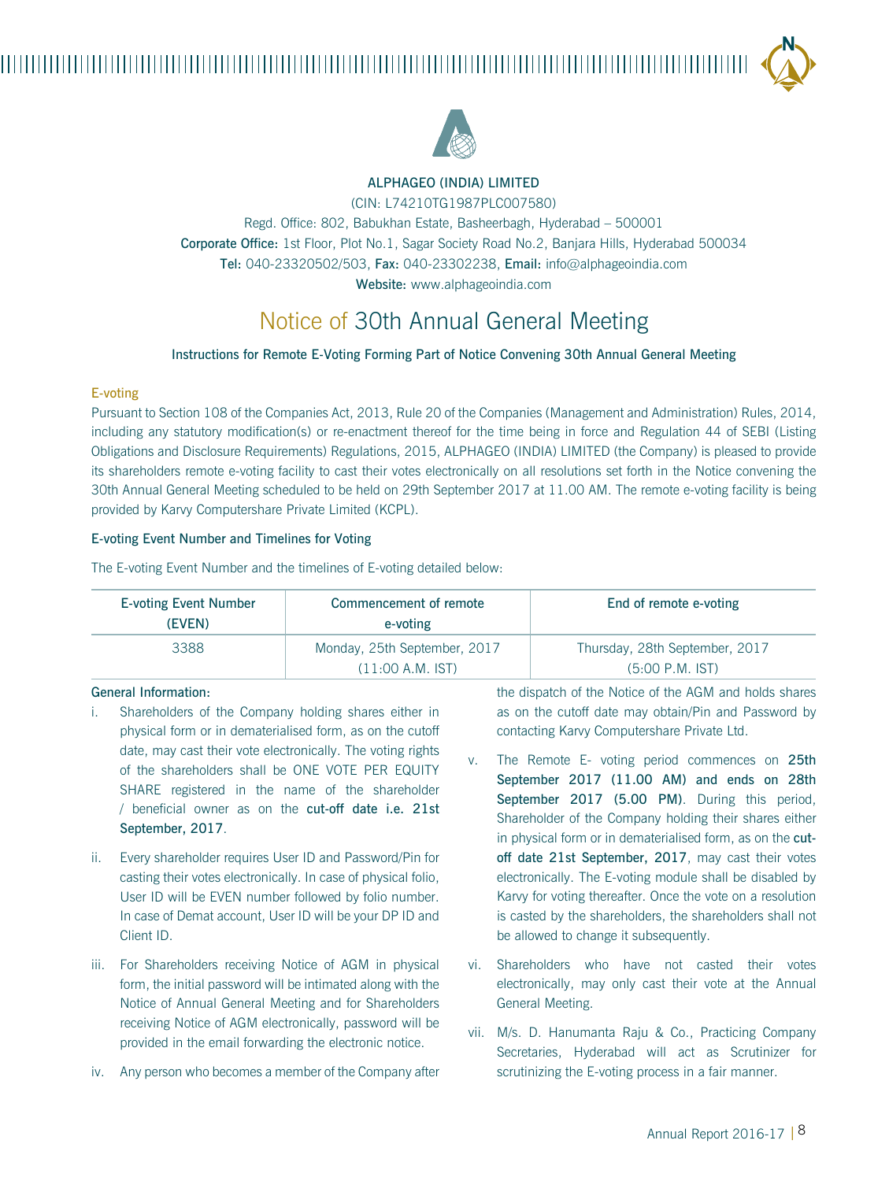**ALPHAGEO (INDIA) LIMITED**

(CIN: L74210TG1987PLC007580)

Regd. Office: 802, Babukhan Estate, Basheerbagh, Hyderabad – 500001

**Corporate Office:** 1st Floor, Plot No.1, Sagar Society Road No.2, Banjara Hills, Hyderabad 500034

**Tel:** 040-23320502/503, **Fax:** 040-23302238, **Email:** info@alphageoindia.com

**Website:** www.alphageoindia.com

# Notice of 30th Annual General Meeting

**Instructions for Remote E-Voting Forming Part of Notice Convening 30th Annual General Meeting**

## E-voting

Pursuant to Section 108 of the Companies Act, 2013, Rule 20 of the Companies (Management and Administration) Rules, 2014, including any statutory modification(s) or re-enactment thereof for the time being in force and Regulation 44 of SEBI (Listing Obligations and Disclosure Requirements) Regulations, 2015, ALPHAGEO (INDIA) LIMITED (the Company) is pleased to provide its shareholders remote e-voting facility to cast their votes electronically on all resolutions set forth in the Notice convening the 30th Annual General Meeting scheduled to be held on 29th September 2017 at 11.00 AM. The remote e-voting facility is being provided by Karvy Computershare Private Limited (KCPL).

### E-voting Event Number and Timelines for Voting

The E-voting Event Number and the timelines of E-voting detailed below:

| E-voting Event Number (EVEN) | Commencement of remote e-voting | End of remote e-voting |
|---|---|---|
| 3388 | Monday, 25th September, 2017 (11:00 A.M. IST) | Thursday, 28th September, 2017 (5:00 P.M. IST) |

**General Information:**

i. Shareholders of the Company holding shares either in physical form or in dematerialised form, as on the cutoff date, may cast their vote electronically. The voting rights of the shareholders shall be ONE VOTE PER EQUITY SHARE registered in the name of the shareholder / beneficial owner as on the **cut-off date i.e. 21st September, 2017**.

ii. Every shareholder requires User ID and Password/Pin for casting their votes electronically. In case of physical folio, User ID will be EVEN number followed by folio number. In case of Demat account, User ID will be your DP ID and Client ID.

iii. For Shareholders receiving Notice of AGM in physical form, the initial password will be intimated along with the Notice of Annual General Meeting and for Shareholders receiving Notice of AGM electronically, password will be provided in the email forwarding the electronic notice.

iv. Any person who becomes a member of the Company after the dispatch of the Notice of the AGM and holds shares as on the cutoff date may obtain/Pin and Password by contacting Karvy Computershare Private Ltd.

v. The Remote E- voting period commences on **25th September 2017 (11.00 AM) and ends on 28th September 2017 (5.00 PM)**. During this period, Shareholder of the Company holding their shares either in physical form or in dematerialised form, as on the **cut-off date 21st September, 2017**, may cast their votes electronically. The E-voting module shall be disabled by Karvy for voting thereafter. Once the vote on a resolution is casted by the shareholders, the shareholders shall not be allowed to change it subsequently.

vi. Shareholders who have not casted their votes electronically, may only cast their vote at the Annual General Meeting.

vii. M/s. D. Hanumanta Raju & Co., Practicing Company Secretaries, Hyderabad will act as Scrutinizer for scrutinizing the E-voting process in a fair manner.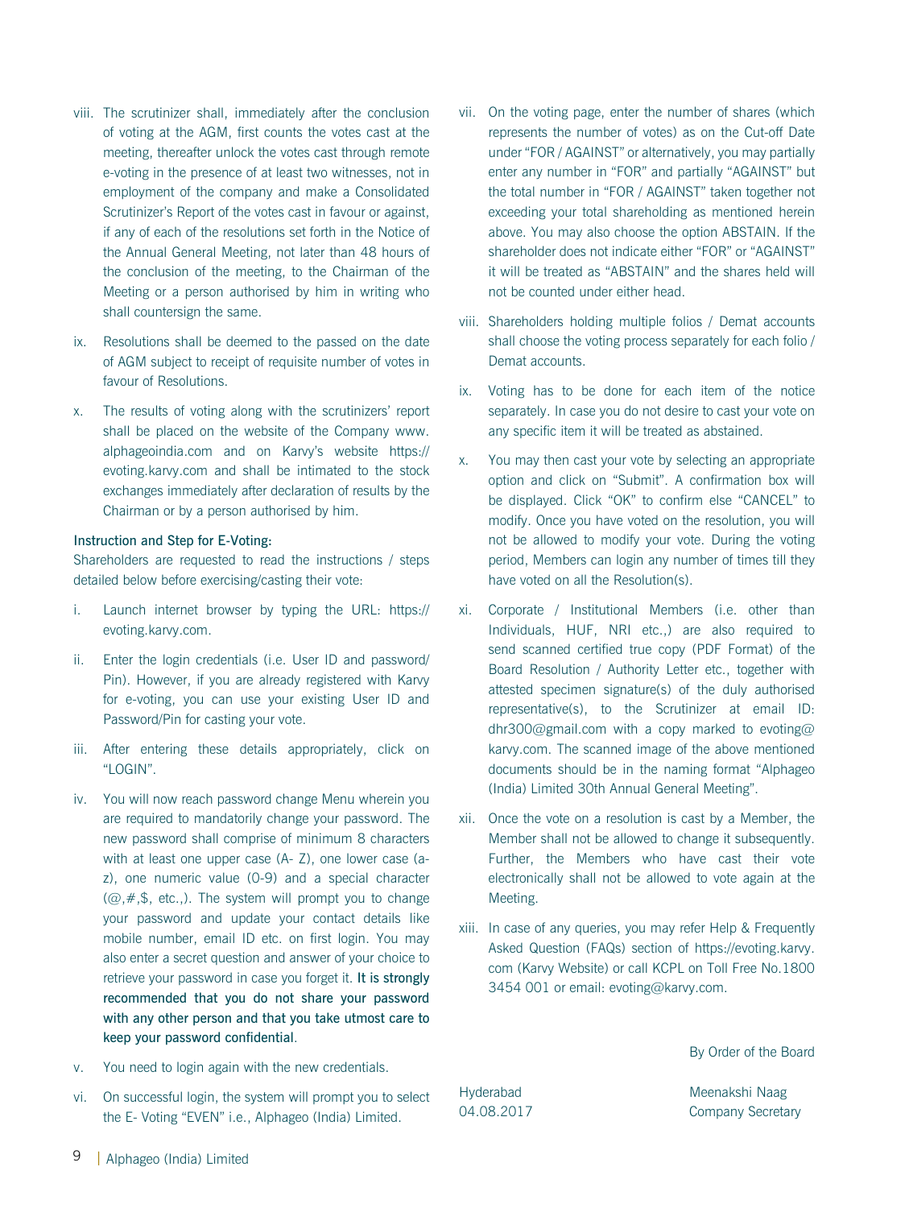viii. The scrutinizer shall, immediately after the conclusion of voting at the AGM, first counts the votes cast at the meeting, thereafter unlock the votes cast through remote e-voting in the presence of at least two witnesses, not in employment of the company and make a Consolidated Scrutinizer's Report of the votes cast in favour or against, if any of each of the resolutions set forth in the Notice of the Annual General Meeting, not later than 48 hours of the conclusion of the meeting, to the Chairman of the Meeting or a person authorised by him in writing who shall countersign the same.

ix. Resolutions shall be deemed to the passed on the date of AGM subject to receipt of requisite number of votes in favour of Resolutions.

x. The results of voting along with the scrutinizers' report shall be placed on the website of the Company www.alphageoindia.com and on Karvy's website https://evoting.karvy.com and shall be intimated to the stock exchanges immediately after declaration of results by the Chairman or by a person authorised by him.

**Instruction and Step for E-Voting:**

Shareholders are requested to read the instructions / steps detailed below before exercising/casting their vote:

i. Launch internet browser by typing the URL: https://evoting.karvy.com.

ii. Enter the login credentials (i.e. User ID and password/Pin). However, if you are already registered with Karvy for e-voting, you can use your existing User ID and Password/Pin for casting your vote.

iii. After entering these details appropriately, click on "LOGIN".

iv. You will now reach password change Menu wherein you are required to mandatorily change your password. The new password shall comprise of minimum 8 characters with at least one upper case (A- Z), one lower case (a-z), one numeric value (0-9) and a special character (@,#,$, etc.,). The system will prompt you to change your password and update your contact details like mobile number, email ID etc. on first login. You may also enter a secret question and answer of your choice to retrieve your password in case you forget it. **It is strongly recommended that you do not share your password with any other person and that you take utmost care to keep your password confidential**.

v. You need to login again with the new credentials.

vi. On successful login, the system will prompt you to select the E- Voting "EVEN" i.e., Alphageo (India) Limited.

vii. On the voting page, enter the number of shares (which represents the number of votes) as on the Cut-off Date under "FOR / AGAINST" or alternatively, you may partially enter any number in "FOR" and partially "AGAINST" but the total number in "FOR / AGAINST" taken together not exceeding your total shareholding as mentioned herein above. You may also choose the option ABSTAIN. If the shareholder does not indicate either "FOR" or "AGAINST" it will be treated as "ABSTAIN" and the shares held will not be counted under either head.

viii. Shareholders holding multiple folios / Demat accounts shall choose the voting process separately for each folio / Demat accounts.

ix. Voting has to be done for each item of the notice separately. In case you do not desire to cast your vote on any specific item it will be treated as abstained.

x. You may then cast your vote by selecting an appropriate option and click on "Submit". A confirmation box will be displayed. Click "OK" to confirm else "CANCEL" to modify. Once you have voted on the resolution, you will not be allowed to modify your vote. During the voting period, Members can login any number of times till they have voted on all the Resolution(s).

xi. Corporate / Institutional Members (i.e. other than Individuals, HUF, NRI etc.,) are also required to send scanned certified true copy (PDF Format) of the Board Resolution / Authority Letter etc., together with attested specimen signature(s) of the duly authorised representative(s), to the Scrutinizer at email ID: dhr300@gmail.com with a copy marked to evoting@karvy.com. The scanned image of the above mentioned documents should be in the naming format "Alphageo (India) Limited 30th Annual General Meeting".

xii. Once the vote on a resolution is cast by a Member, the Member shall not be allowed to change it subsequently. Further, the Members who have cast their vote electronically shall not be allowed to vote again at the Meeting.

xiii. In case of any queries, you may refer Help & Frequently Asked Question (FAQs) section of https://evoting.karvy.com (Karvy Website) or call KCPL on Toll Free No.1800 3454 001 or email: evoting@karvy.com.

By Order of the Board

Hyderabad
04.08.2017

Meenakshi Naag
Company Secretary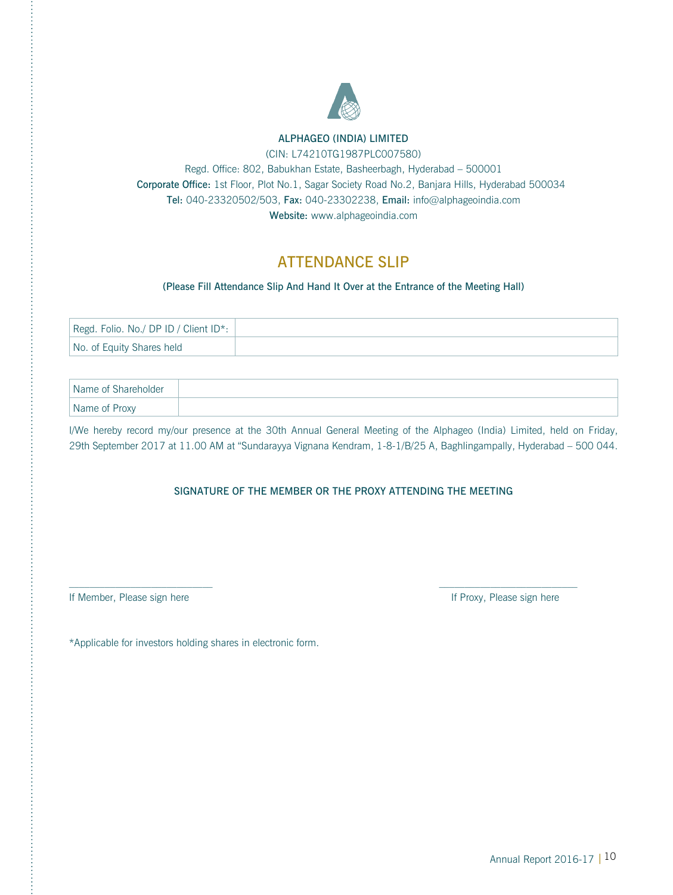**ALPHAGEO (INDIA) LIMITED**

(CIN: L74210TG1987PLC007580)

Regd. Office: 802, Babukhan Estate, Basheerbagh, Hyderabad – 500001

**Corporate Office:** 1st Floor, Plot No.1, Sagar Society Road No.2, Banjara Hills, Hyderabad 500034

**Tel:** 040-23320502/503, **Fax:** 040-23302238, **Email:** info@alphageoindia.com

**Website:** www.alphageoindia.com

# ATTENDANCE SLIP

**(Please Fill Attendance Slip And Hand It Over at the Entrance of the Meeting Hall)**

| Regd. Folio. No./ DP ID / Client ID*: | |
|---|---|
| No. of Equity Shares held | |

| Name of Shareholder | |
|---|---|
| Name of Proxy | |

I/We hereby record my/our presence at the 30th Annual General Meeting of the Alphageo (India) Limited, held on Friday, 29th September 2017 at 11.00 AM at "Sundarayya Vignana Kendram, 1-8-1/B/25 A, Baghlingampally, Hyderabad – 500 044.

**SIGNATURE OF THE MEMBER OR THE PROXY ATTENDING THE MEETING**

\_\_\_\_\_\_\_\_\_\_\_\_\_\_\_\_\_\_\_\_\_\_\_\_\_\_ 
If Member, Please sign here

\_\_\_\_\_\_\_\_\_\_\_\_\_\_\_\_\_\_\_\_\_\_\_\_\_\_ 
If Proxy, Please sign here

*Applicable for investors holding shares in electronic form.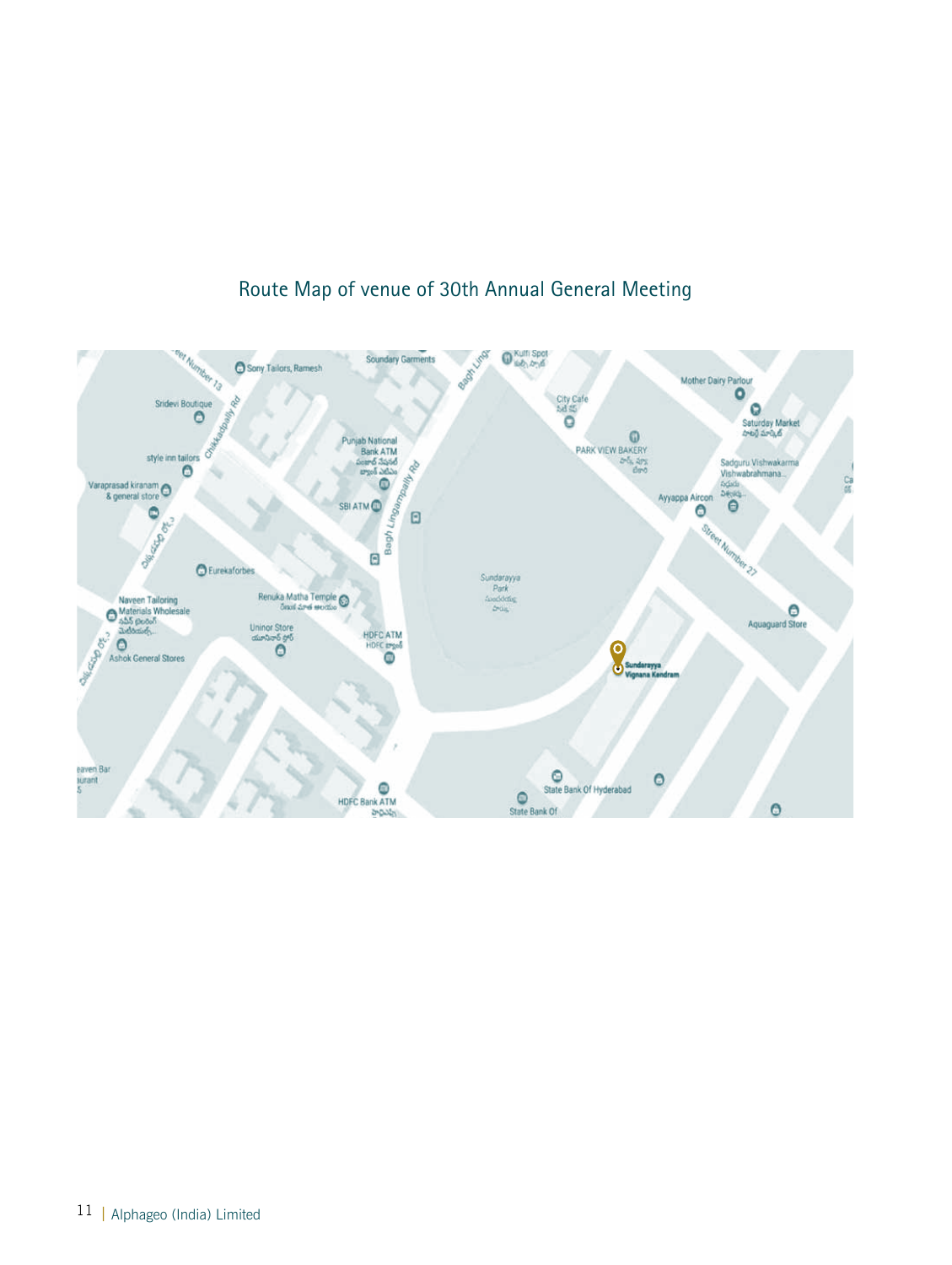## Route Map of venue of 30th Annual General Meeting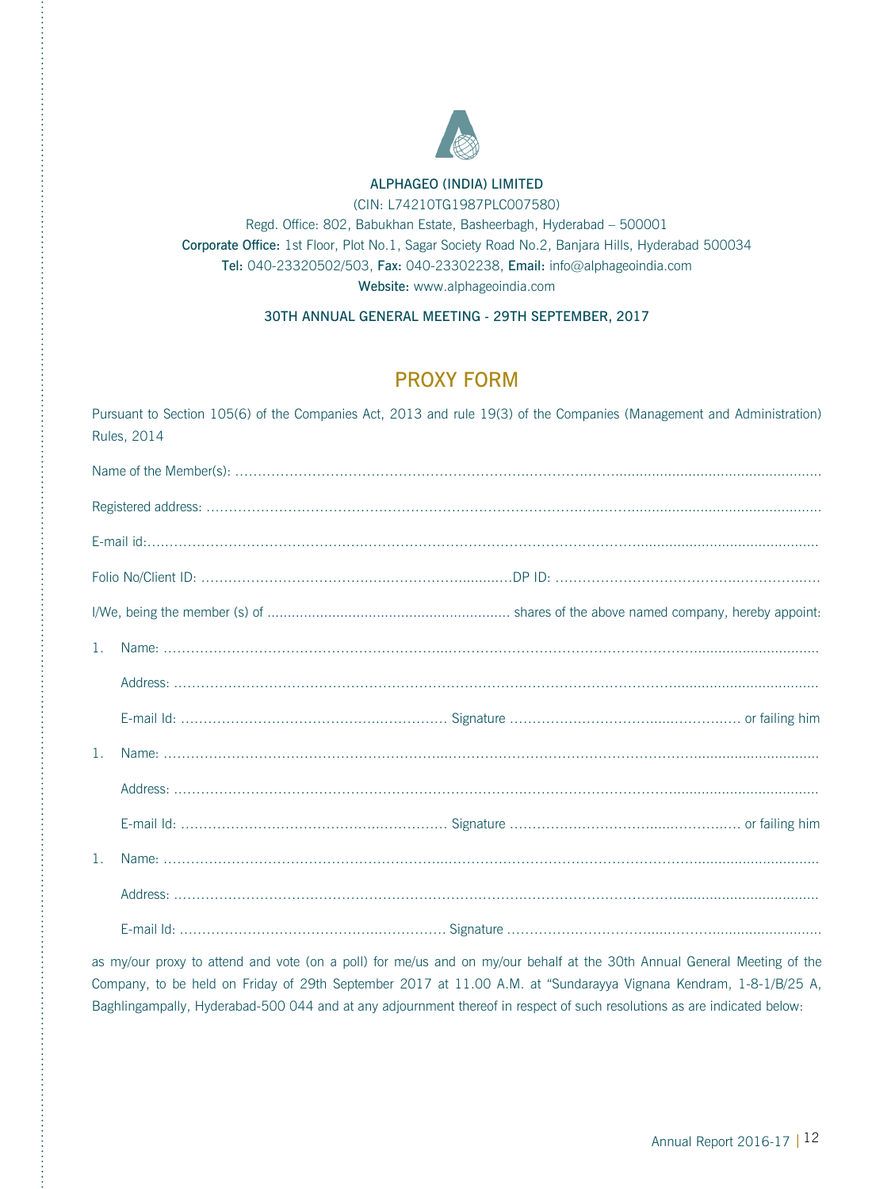**ALPHAGEO (INDIA) LIMITED**

(CIN: L74210TG1987PLC007580)

Regd. Office: 802, Babukhan Estate, Basheerbagh, Hyderabad – 500001

**Corporate Office:** 1st Floor, Plot No.1, Sagar Society Road No.2, Banjara Hills, Hyderabad 500034

**Tel:** 040-23320502/503, **Fax:** 040-23302238, **Email:** info@alphageoindia.com

**Website:** www.alphageoindia.com

**30TH ANNUAL GENERAL MEETING - 29TH SEPTEMBER, 2017**

# PROXY FORM

Pursuant to Section 105(6) of the Companies Act, 2013 and rule 19(3) of the Companies (Management and Administration) Rules, 2014

Name of the Member(s): ..........................................................................................................................................

Registered address: ..............................................................................................................................................

E-mail id:..................................................................................................................................................................

Folio No/Client ID: ........................................................................DP ID: .............................................................

I/We, being the member (s) of ........................................................... shares of the above named company, hereby appoint:

1. Name: ..............................................................................................................................................................

   Address: ............................................................................................................................................................

   E-mail Id: ......................................................... Signature ................................................. or failing him

1. Name: ..............................................................................................................................................................

   Address: ............................................................................................................................................................

   E-mail Id: ......................................................... Signature ................................................. or failing him

1. Name: ..............................................................................................................................................................

   Address: ............................................................................................................................................................

   E-mail Id: ......................................................... Signature ...................................................................

as my/our proxy to attend and vote (on a poll) for me/us and on my/our behalf at the 30th Annual General Meeting of the Company, to be held on Friday of 29th September 2017 at 11.00 A.M. at "Sundarayya Vignana Kendram, 1-8-1/B/25 A, Baghlingampally, Hyderabad-500 044 and at any adjournment thereof in respect of such resolutions as are indicated below: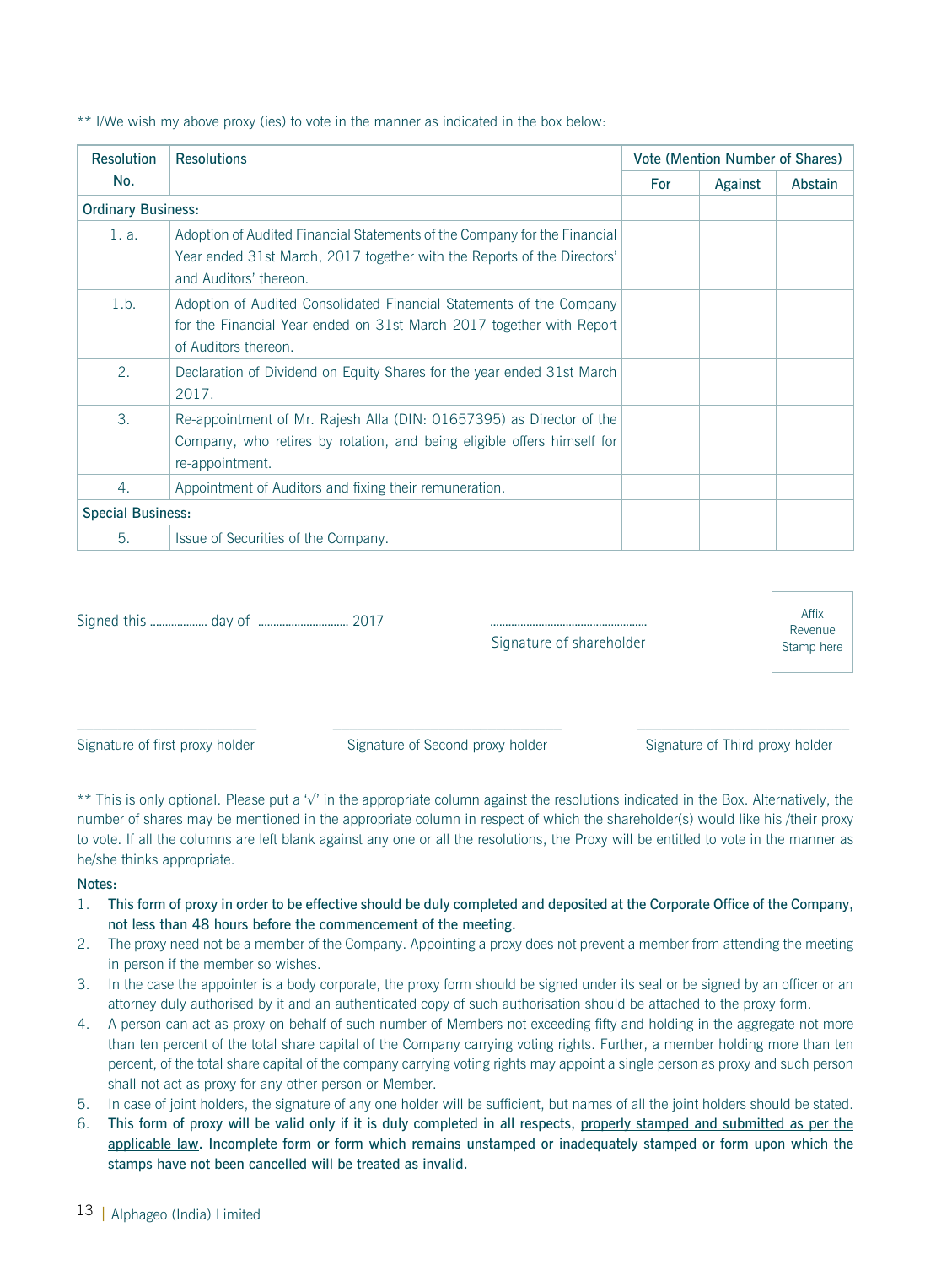** I/We wish my above proxy (ies) to vote in the manner as indicated in the box below:

| Resolution No. | Resolutions | Vote (Mention Number of Shares) | | |
|---|---|---|---|---|
| | | For | Against | Abstain |
| **Ordinary Business:** | | | | |
| 1. a. | Adoption of Audited Financial Statements of the Company for the Financial Year ended 31st March, 2017 together with the Reports of the Directors' and Auditors' thereon. | | | |
| 1.b. | Adoption of Audited Consolidated Financial Statements of the Company for the Financial Year ended on 31st March 2017 together with Report of Auditors thereon. | | | |
| 2. | Declaration of Dividend on Equity Shares for the year ended 31st March 2017. | | | |
| 3. | Re-appointment of Mr. Rajesh Alla (DIN: 01657395) as Director of the Company, who retires by rotation, and being eligible offers himself for re-appointment. | | | |
| 4. | Appointment of Auditors and fixing their remuneration. | | | |
| **Special Business:** | | | | |
| 5. | Issue of Securities of the Company. | | | |

Signed this .................. day of ............................. 2017

..................................................
Signature of shareholder

Affix Revenue Stamp here

Signature of first proxy holder

Signature of Second proxy holder

Signature of Third proxy holder

** This is only optional. Please put a '√' in the appropriate column against the resolutions indicated in the Box. Alternatively, the number of shares may be mentioned in the appropriate column in respect of which the shareholder(s) would like his /their proxy to vote. If all the columns are left blank against any one or all the resolutions, the Proxy will be entitled to vote in the manner as he/she thinks appropriate.

**Notes:**

1. **This form of proxy in order to be effective should be duly completed and deposited at the Corporate Office of the Company, not less than 48 hours before the commencement of the meeting.**
2. The proxy need not be a member of the Company. Appointing a proxy does not prevent a member from attending the meeting in person if the member so wishes.
3. In the case the appointer is a body corporate, the proxy form should be signed under its seal or be signed by an officer or an attorney duly authorised by it and an authenticated copy of such authorisation should be attached to the proxy form.
4. A person can act as proxy on behalf of such number of Members not exceeding fifty and holding in the aggregate not more than ten percent of the total share capital of the Company carrying voting rights. Further, a member holding more than ten percent, of the total share capital of the company carrying voting rights may appoint a single person as proxy and such person shall not act as proxy for any other person or Member.
5. In case of joint holders, the signature of any one holder will be sufficient, but names of all the joint holders should be stated.
6. **This form of proxy will be valid only if it is duly completed in all respects, properly stamped and submitted as per the applicable law. Incomplete form or form which remains unstamped or inadequately stamped or form upon which the stamps have not been cancelled will be treated as invalid.**